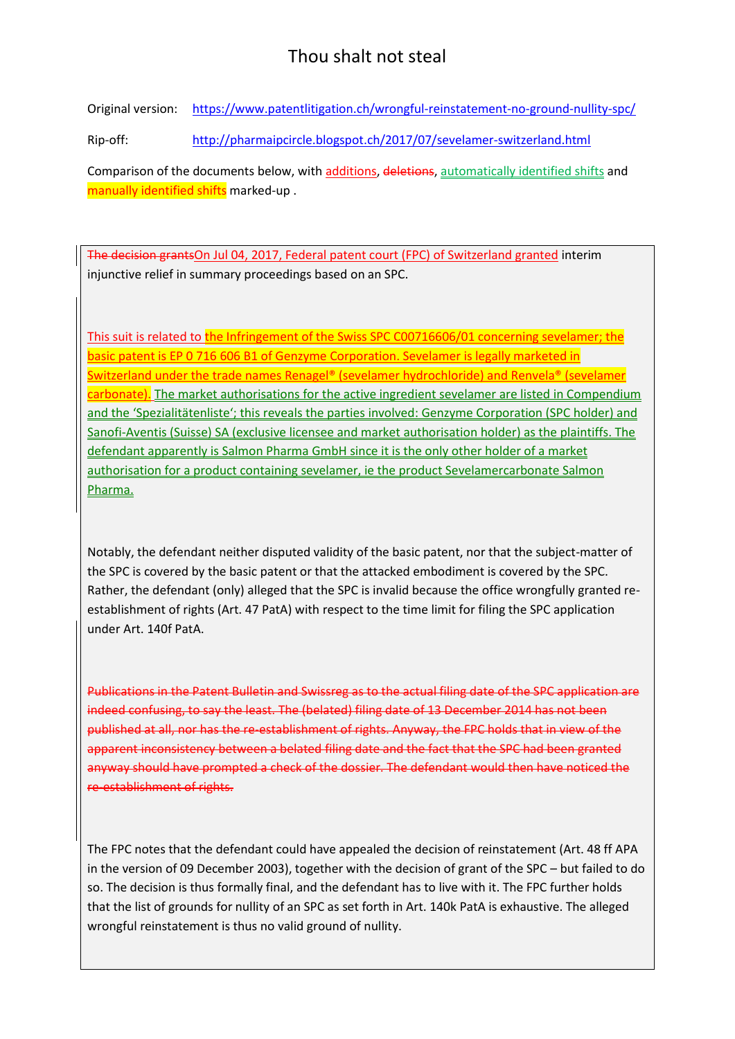# Thou shalt not steal

Original version: https://www.patentlitigation.ch/wrongful-reinstatement-no-ground-nullity-spc/

Rip-off: http://pharmaipcircle.blogspot.ch/2017/07/sevelamer-switzerland.html

Comparison of the documents below, with additions, ~~deletions~~, automatically identified shifts and manually identified shifts marked-up .

~~The decision grants~~On Jul 04, 2017, Federal patent court (FPC) of Switzerland granted interim injunctive relief in summary proceedings based on an SPC.

This suit is related to the Infringement of the Swiss SPC C00716606/01 concerning sevelamer; the basic patent is EP 0 716 606 B1 of Genzyme Corporation. Sevelamer is legally marketed in Switzerland under the trade names Renagel® (sevelamer hydrochloride) and Renvela® (sevelamer carbonate). The market authorisations for the active ingredient sevelamer are listed in Compendium and the 'Spezialitätenliste'; this reveals the parties involved: Genzyme Corporation (SPC holder) and Sanofi-Aventis (Suisse) SA (exclusive licensee and market authorisation holder) as the plaintiffs. The defendant apparently is Salmon Pharma GmbH since it is the only other holder of a market authorisation for a product containing sevelamer, ie the product Sevelamercarbonate Salmon Pharma.

Notably, the defendant neither disputed validity of the basic patent, nor that the subject-matter of the SPC is covered by the basic patent or that the attacked embodiment is covered by the SPC. Rather, the defendant (only) alleged that the SPC is invalid because the office wrongfully granted re-establishment of rights (Art. 47 PatA) with respect to the time limit for filing the SPC application under Art. 140f PatA.

~~Publications in the Patent Bulletin and Swissreg as to the actual filing date of the SPC application are indeed confusing, to say the least. The (belated) filing date of 13 December 2014 has not been published at all, nor has the re-establishment of rights. Anyway, the FPC holds that in view of the apparent inconsistency between a belated filing date and the fact that the SPC had been granted anyway should have prompted a check of the dossier. The defendant would then have noticed the re-establishment of rights.~~

The FPC notes that the defendant could have appealed the decision of reinstatement (Art. 48 ff APA in the version of 09 December 2003), together with the decision of grant of the SPC – but failed to do so. The decision is thus formally final, and the defendant has to live with it. The FPC further holds that the list of grounds for nullity of an SPC as set forth in Art. 140k PatA is exhaustive. The alleged wrongful reinstatement is thus no valid ground of nullity.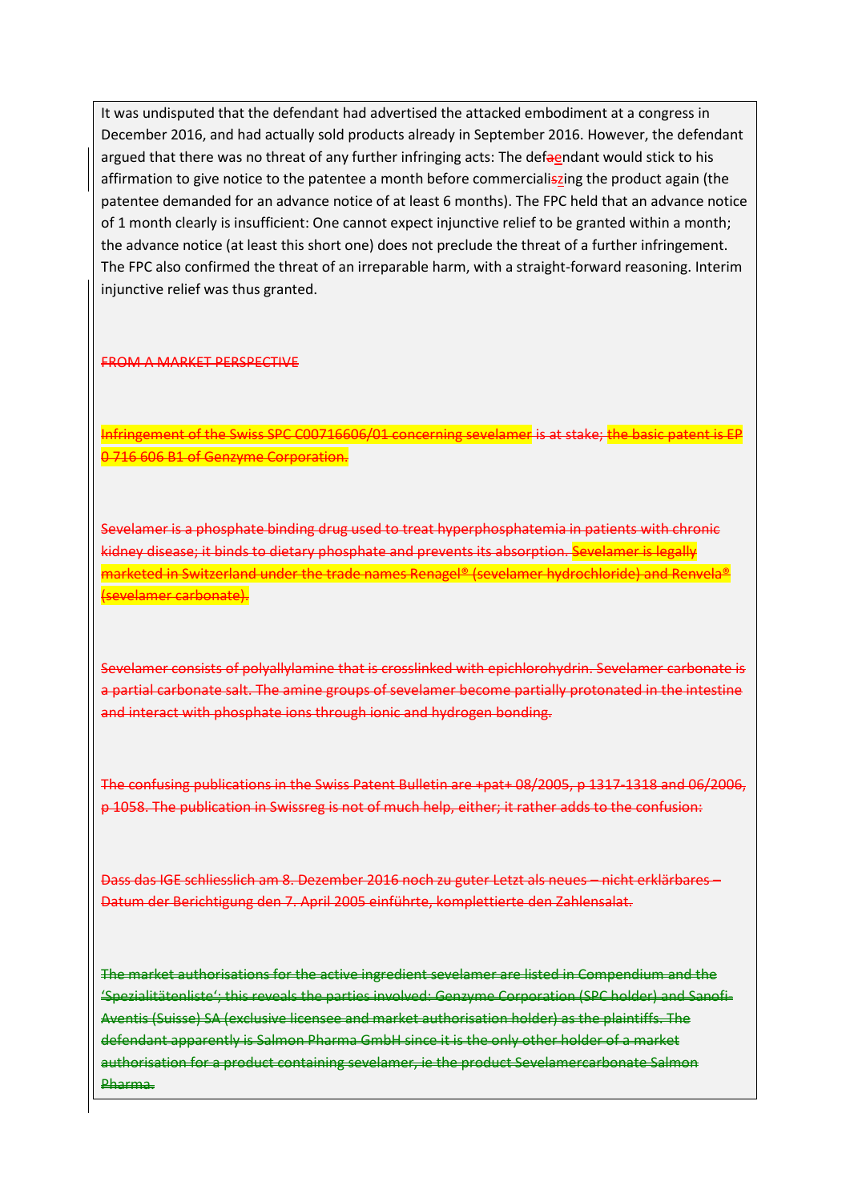It was undisputed that the defendant had advertised the attacked embodiment at a congress in December 2016, and had actually sold products already in September 2016. However, the defendant argued that there was no threat of any further infringing acts: The def~~a~~endant would stick to his affirmation to give notice to the patentee a month before commerciali~~s~~zing the product again (the patentee demanded for an advance notice of at least 6 months). The FPC held that an advance notice of 1 month clearly is insufficient: One cannot expect injunctive relief to be granted within a month; the advance notice (at least this short one) does not preclude the threat of a further infringement. The FPC also confirmed the threat of an irreparable harm, with a straight-forward reasoning. Interim injunctive relief was thus granted.

~~FROM A MARKET PERSPECTIVE~~

~~Infringement of the Swiss SPC C00716606/01 concerning sevelamer is at stake; the basic patent is EP 0 716 606 B1 of Genzyme Corporation.~~

~~Sevelamer is a phosphate binding drug used to treat hyperphosphatemia in patients with chronic kidney disease; it binds to dietary phosphate and prevents its absorption. Sevelamer is legally marketed in Switzerland under the trade names Renagel® (sevelamer hydrochloride) and Renvela® (sevelamer carbonate).~~

~~Sevelamer consists of polyallylamine that is crosslinked with epichlorohydrin. Sevelamer carbonate is a partial carbonate salt. The amine groups of sevelamer become partially protonated in the intestine and interact with phosphate ions through ionic and hydrogen bonding.~~

~~The confusing publications in the Swiss Patent Bulletin are +pat+ 08/2005, p 1317-1318 and 06/2006, p 1058. The publication in Swissreg is not of much help, either; it rather adds to the confusion:~~

~~Dass das IGE schliesslich am 8. Dezember 2016 noch zu guter Letzt als neues – nicht erklärbares – Datum der Berichtigung den 7. April 2005 einführte, komplettierte den Zahlensalat.~~

~~The market authorisations for the active ingredient sevelamer are listed in Compendium and the 'Spezialitätenliste'; this reveals the parties involved: Genzyme Corporation (SPC holder) and Sanofi-Aventis (Suisse) SA (exclusive licensee and market authorisation holder) as the plaintiffs. The defendant apparently is Salmon Pharma GmbH since it is the only other holder of a market authorisation for a product containing sevelamer, ie the product Sevelamercarbonate Salmon Pharma.~~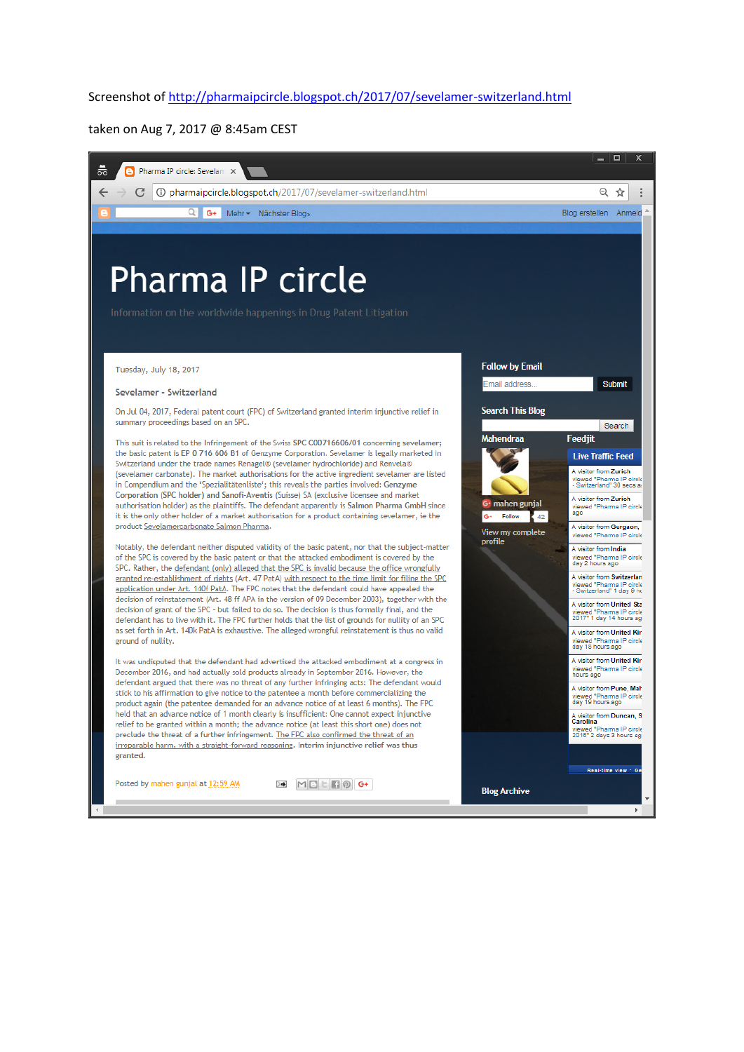Screenshot of http://pharmaipcircle.blogspot.ch/2017/07/sevelamer-switzerland.html

taken on Aug 7, 2017 @ 8:45am CEST

# Pharma IP circle

Information on the worldwide happenings in Drug Patent Litigation

Tuesday, July 18, 2017

## Sevelamer - Switzerland

On Jul 04, 2017, Federal patent court (FPC) of Switzerland granted interim injunctive relief in summary proceedings based on an SPC.

This suit is related to the Infringement of the Swiss **SPC C00716606/01** concerning **sevelamer**; the basic patent is **EP 0 716 606 B1** of Genzyme Corporation. Sevelamer is legally marketed in Switzerland under the trade names Renagel® (sevelamer hydrochloride) and Renvela® (sevelamer carbonate). The market authorisations for the active ingredient sevelamer are listed in Compendium and the 'Spezialitätenliste'; this reveals the parties involved: **Genzyme Corporation** (SPC holder) and **Sanofi-Aventis** (Suisse) SA (exclusive licensee and market authorisation holder) as the plaintiffs. The defendant apparently is **Salmon Pharma GmbH** since it is the only other holder of a market authorisation for a product containing sevelamer, ie the product Sevelamercarbonate Salmon Pharma.

Notably, the defendant neither disputed validity of the basic patent, nor that the subject-matter of the SPC is covered by the basic patent or that the attacked embodiment is covered by the SPC. Rather, the defendant (only) alleged that the SPC is invalid because the office wrongfully granted re-establishment of rights (Art. 47 PatA) with respect to the time limit for filing the SPC application under Art. 140f PatA. The FPC notes that the defendant could have appealed the decision of reinstatement (Art. 48 ff APA in the version of 09 December 2003), together with the decision of grant of the SPC - but failed to do so. The decision is thus formally final, and the defendant has to live with it. The FPC further holds that the list of grounds for nullity of an SPC as set forth in Art. 140k PatA is exhaustive. The alleged wrongful reinstatement is thus no valid ground of nullity.

It was undisputed that the defendant had advertised the attacked embodiment at a congress in December 2016, and had actually sold products already in September 2016. However, the defendant argued that there was no threat of any further infringing acts: The defendant would stick to his affirmation to give notice to the patentee a month before commercializing the product again (the patentee demanded for an advance notice of at least 6 months). The FPC held that an advance notice of 1 month clearly is insufficient: One cannot expect injunctive relief to be granted within a month; the advance notice (at least this short one) does not preclude the threat of a further infringement. The FPC also confirmed the threat of an irreparable harm, with a straight-forward reasoning. **Interim injunctive relief was thus granted.**

Posted by mahen gunjal at 12:59 AM

**Follow by Email**

Email address... Submit

**Search This Blog**

Search

**Mahendraa**

mahen gunjal

Follow 42

View my complete profile

**Feedjit**

**Live Traffic Feed**

A visitor from Zurich viewed "Pharma IP circle - Switzerland" 30 secs a

A visitor from Zurich viewed "Pharma IP circle ago

A visitor from Gurgaon, viewed "Pharma IP circle

A visitor from India viewed "Pharma IP circle day 2 hours ago

A visitor from Switzerland viewed "Pharma IP circle - Switzerland" 1 day 9 ho

A visitor from United Sta viewed "Pharma IP circle 2017" 1 day 14 hours ag

A visitor from United Kir viewed "Pharma IP circle day 18 hours ago

A visitor from United Kir viewed "Pharma IP circle hours ago

A visitor from Pune, Mah viewed "Pharma IP circle day 19 hours ago

A visitor from Duncan, S Carolina viewed "Pharma IP circle 2016" 2 days 3 hours ag

Real-time view · Ge

**Blog Archive**